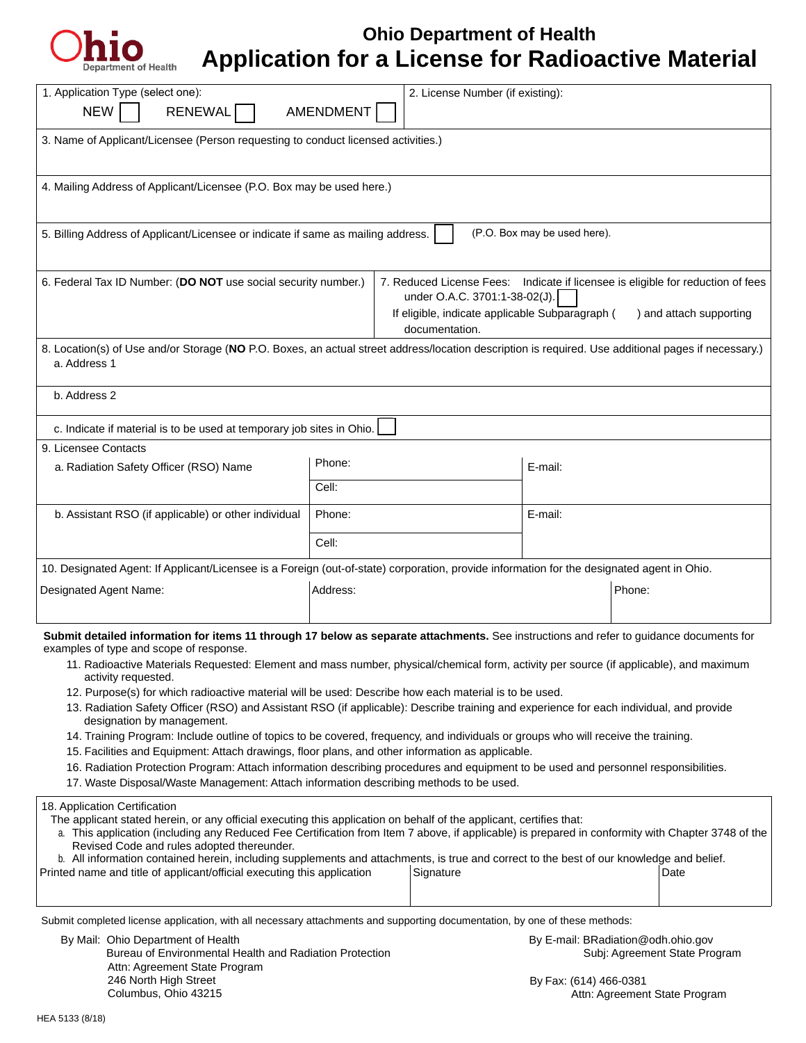Ohio Department of Health

# Ohio Department of Health
# Application for a License for Radioactive Material

| | |
|---|---|
| 1. Application Type (select one): NEW ☐ RENEWAL ☐ AMENDMENT ☐ | 2. License Number (if existing): |
| 3. Name of Applicant/Licensee (Person requesting to conduct licensed activities.) | |
| 4. Mailing Address of Applicant/Licensee (P.O. Box may be used here.) | |
| 5. Billing Address of Applicant/Licensee or indicate if same as mailing address. ☐ (P.O. Box may be used here). | |
| 6. Federal Tax ID Number: (**DO NOT** use social security number.) | 7. Reduced License Fees: Indicate if licensee is eligible for reduction of fees under O.A.C. 3701:1-38-02(J). ☐ If eligible, indicate applicable Subparagraph ( ) and attach supporting documentation. |

8. Location(s) of Use and/or Storage (**NO** P.O. Boxes, an actual street address/location description is required. Use additional pages if necessary.)

a. Address 1

b. Address 2

c. Indicate if material is to be used at temporary job sites in Ohio. ☐

9. Licensee Contacts

| | | |
|---|---|---|
| a. Radiation Safety Officer (RSO) Name | Phone: | E-mail: |
| | Cell: | |
| b. Assistant RSO (if applicable) or other individual | Phone: | E-mail: |
| | Cell: | |

10. Designated Agent: If Applicant/Licensee is a Foreign (out-of-state) corporation, provide information for the designated agent in Ohio.

| Designated Agent Name: | Address: | Phone: |
|---|---|---|
| | | |

**Submit detailed information for items 11 through 17 below as separate attachments.** See instructions and refer to guidance documents for examples of type and scope of response.

11. Radioactive Materials Requested: Element and mass number, physical/chemical form, activity per source (if applicable), and maximum activity requested.
12. Purpose(s) for which radioactive material will be used: Describe how each material is to be used.
13. Radiation Safety Officer (RSO) and Assistant RSO (if applicable): Describe training and experience for each individual, and provide designation by management.
14. Training Program: Include outline of topics to be covered, frequency, and individuals or groups who will receive the training.
15. Facilities and Equipment: Attach drawings, floor plans, and other information as applicable.
16. Radiation Protection Program: Attach information describing procedures and equipment to be used and personnel responsibilities.
17. Waste Disposal/Waste Management: Attach information describing methods to be used.

18. Application Certification

The applicant stated herein, or any official executing this application on behalf of the applicant, certifies that:

a. This application (including any Reduced Fee Certification from Item 7 above, if applicable) is prepared in conformity with Chapter 3748 of the Revised Code and rules adopted thereunder.

b. All information contained herein, including supplements and attachments, is true and correct to the best of our knowledge and belief.

| Printed name and title of applicant/official executing this application | Signature | Date |
|---|---|---|
| | | |

Submit completed license application, with all necessary attachments and supporting documentation, by one of these methods:

By Mail: Ohio Department of Health
Bureau of Environmental Health and Radiation Protection
Attn: Agreement State Program
246 North High Street
Columbus, Ohio 43215

By E-mail: BRadiation@odh.ohio.gov
Subj: Agreement State Program

By Fax: (614) 466-0381
Attn: Agreement State Program

HEA 5133 (8/18)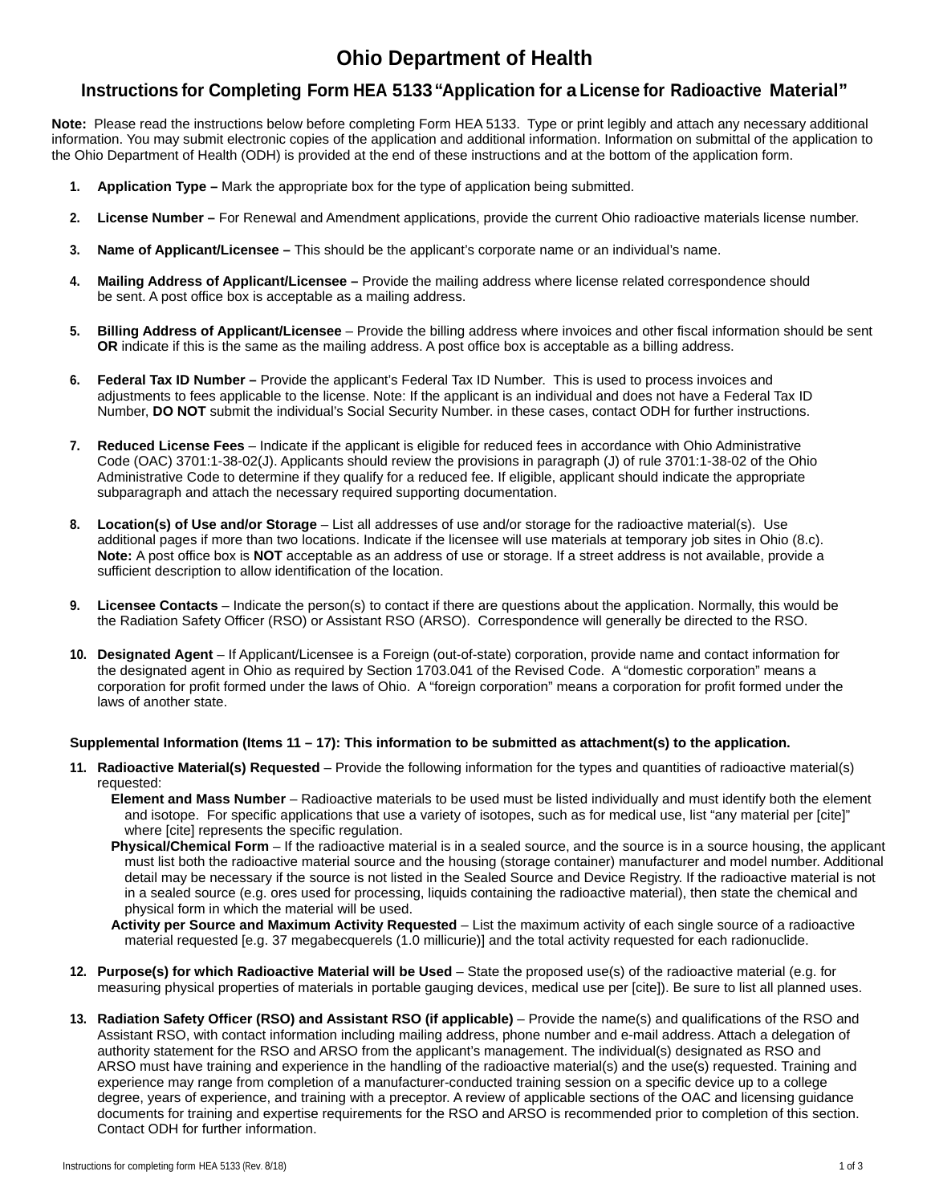# Ohio Department of Health

## Instructions for Completing Form HEA 5133 "Application for a License for Radioactive Material"

**Note:** Please read the instructions below before completing Form HEA 5133. Type or print legibly and attach any necessary additional information. You may submit electronic copies of the application and additional information. Information on submittal of the application to the Ohio Department of Health (ODH) is provided at the end of these instructions and at the bottom of the application form.

1. **Application Type –** Mark the appropriate box for the type of application being submitted.

2. **License Number –** For Renewal and Amendment applications, provide the current Ohio radioactive materials license number.

3. **Name of Applicant/Licensee –** This should be the applicant's corporate name or an individual's name.

4. **Mailing Address of Applicant/Licensee –** Provide the mailing address where license related correspondence should be sent. A post office box is acceptable as a mailing address.

5. **Billing Address of Applicant/Licensee** – Provide the billing address where invoices and other fiscal information should be sent **OR** indicate if this is the same as the mailing address. A post office box is acceptable as a billing address.

6. **Federal Tax ID Number –** Provide the applicant's Federal Tax ID Number. This is used to process invoices and adjustments to fees applicable to the license. Note: If the applicant is an individual and does not have a Federal Tax ID Number, **DO NOT** submit the individual's Social Security Number. in these cases, contact ODH for further instructions.

7. **Reduced License Fees** – Indicate if the applicant is eligible for reduced fees in accordance with Ohio Administrative Code (OAC) 3701:1-38-02(J). Applicants should review the provisions in paragraph (J) of rule 3701:1-38-02 of the Ohio Administrative Code to determine if they qualify for a reduced fee. If eligible, applicant should indicate the appropriate subparagraph and attach the necessary required supporting documentation.

8. **Location(s) of Use and/or Storage** – List all addresses of use and/or storage for the radioactive material(s). Use additional pages if more than two locations. Indicate if the licensee will use materials at temporary job sites in Ohio (8.c). **Note:** A post office box is **NOT** acceptable as an address of use or storage. If a street address is not available, provide a sufficient description to allow identification of the location.

9. **Licensee Contacts** – Indicate the person(s) to contact if there are questions about the application. Normally, this would be the Radiation Safety Officer (RSO) or Assistant RSO (ARSO). Correspondence will generally be directed to the RSO.

10. **Designated Agent** – If Applicant/Licensee is a Foreign (out-of-state) corporation, provide name and contact information for the designated agent in Ohio as required by Section 1703.041 of the Revised Code. A "domestic corporation" means a corporation for profit formed under the laws of Ohio. A "foreign corporation" means a corporation for profit formed under the laws of another state.

**Supplemental Information (Items 11 – 17): This information to be submitted as attachment(s) to the application.**

11. **Radioactive Material(s) Requested** – Provide the following information for the types and quantities of radioactive material(s) requested:
    - **Element and Mass Number** – Radioactive materials to be used must be listed individually and must identify both the element and isotope. For specific applications that use a variety of isotopes, such as for medical use, list "any material per [cite]" where [cite] represents the specific regulation.
    - **Physical/Chemical Form** – If the radioactive material is in a sealed source, and the source is in a source housing, the applicant must list both the radioactive material source and the housing (storage container) manufacturer and model number. Additional detail may be necessary if the source is not listed in the Sealed Source and Device Registry. If the radioactive material is not in a sealed source (e.g. ores used for processing, liquids containing the radioactive material), then state the chemical and physical form in which the material will be used.
    - **Activity per Source and Maximum Activity Requested** – List the maximum activity of each single source of a radioactive material requested [e.g. 37 megabecquerels (1.0 millicurie)] and the total activity requested for each radionuclide.

12. **Purpose(s) for which Radioactive Material will be Used** – State the proposed use(s) of the radioactive material (e.g. for measuring physical properties of materials in portable gauging devices, medical use per [cite]). Be sure to list all planned uses.

13. **Radiation Safety Officer (RSO) and Assistant RSO (if applicable)** – Provide the name(s) and qualifications of the RSO and Assistant RSO, with contact information including mailing address, phone number and e-mail address. Attach a delegation of authority statement for the RSO and ARSO from the applicant's management. The individual(s) designated as RSO and ARSO must have training and experience in the handling of the radioactive material(s) and the use(s) requested. Training and experience may range from completion of a manufacturer-conducted training session on a specific device up to a college degree, years of experience, and training with a preceptor. A review of applicable sections of the OAC and licensing guidance documents for training and expertise requirements for the RSO and ARSO is recommended prior to completion of this section. Contact ODH for further information.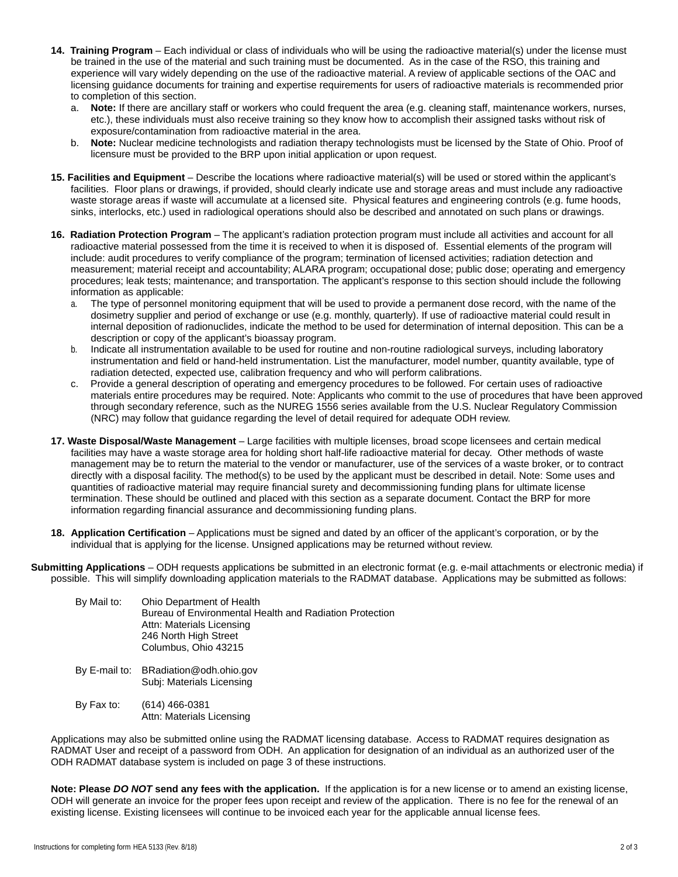14. **Training Program** – Each individual or class of individuals who will be using the radioactive material(s) under the license must be trained in the use of the material and such training must be documented. As in the case of the RSO, this training and experience will vary widely depending on the use of the radioactive material. A review of applicable sections of the OAC and licensing guidance documents for training and expertise requirements for users of radioactive materials is recommended prior to completion of this section.
    a. **Note:** If there are ancillary staff or workers who could frequent the area (e.g. cleaning staff, maintenance workers, nurses, etc.), these individuals must also receive training so they know how to accomplish their assigned tasks without risk of exposure/contamination from radioactive material in the area.
    b. **Note:** Nuclear medicine technologists and radiation therapy technologists must be licensed by the State of Ohio. Proof of licensure must be provided to the BRP upon initial application or upon request.

15. **Facilities and Equipment** – Describe the locations where radioactive material(s) will be used or stored within the applicant's facilities. Floor plans or drawings, if provided, should clearly indicate use and storage areas and must include any radioactive waste storage areas if waste will accumulate at a licensed site. Physical features and engineering controls (e.g. fume hoods, sinks, interlocks, etc.) used in radiological operations should also be described and annotated on such plans or drawings.

16. **Radiation Protection Program** – The applicant's radiation protection program must include all activities and account for all radioactive material possessed from the time it is received to when it is disposed of. Essential elements of the program will include: audit procedures to verify compliance of the program; termination of licensed activities; radiation detection and measurement; material receipt and accountability; ALARA program; occupational dose; public dose; operating and emergency procedures; leak tests; maintenance; and transportation. The applicant's response to this section should include the following information as applicable:
    a. The type of personnel monitoring equipment that will be used to provide a permanent dose record, with the name of the dosimetry supplier and period of exchange or use (e.g. monthly, quarterly). If use of radioactive material could result in internal deposition of radionuclides, indicate the method to be used for determination of internal deposition. This can be a description or copy of the applicant's bioassay program.
    b. Indicate all instrumentation available to be used for routine and non-routine radiological surveys, including laboratory instrumentation and field or hand-held instrumentation. List the manufacturer, model number, quantity available, type of radiation detected, expected use, calibration frequency and who will perform calibrations.
    c. Provide a general description of operating and emergency procedures to be followed. For certain uses of radioactive materials entire procedures may be required. Note: Applicants who commit to the use of procedures that have been approved through secondary reference, such as the NUREG 1556 series available from the U.S. Nuclear Regulatory Commission (NRC) may follow that guidance regarding the level of detail required for adequate ODH review.

17. **Waste Disposal/Waste Management** – Large facilities with multiple licenses, broad scope licensees and certain medical facilities may have a waste storage area for holding short half-life radioactive material for decay. Other methods of waste management may be to return the material to the vendor or manufacturer, use of the services of a waste broker, or to contract directly with a disposal facility. The method(s) to be used by the applicant must be described in detail. Note: Some uses and quantities of radioactive material may require financial surety and decommissioning funding plans for ultimate license termination. These should be outlined and placed with this section as a separate document. Contact the BRP for more information regarding financial assurance and decommissioning funding plans.

18. **Application Certification** – Applications must be signed and dated by an officer of the applicant's corporation, or by the individual that is applying for the license. Unsigned applications may be returned without review.

**Submitting Applications** – ODH requests applications be submitted in an electronic format (e.g. e-mail attachments or electronic media) if possible. This will simplify downloading application materials to the RADMAT database. Applications may be submitted as follows:

By Mail to:
Ohio Department of Health
Bureau of Environmental Health and Radiation Protection
Attn: Materials Licensing
246 North High Street
Columbus, Ohio 43215

By E-mail to:
BRadiation@odh.ohio.gov
Subj: Materials Licensing

By Fax to:
(614) 466-0381
Attn: Materials Licensing

Applications may also be submitted online using the RADMAT licensing database. Access to RADMAT requires designation as RADMAT User and receipt of a password from ODH. An application for designation of an individual as an authorized user of the ODH RADMAT database system is included on page 3 of these instructions.

**Note: Please *DO NOT* send any fees with the application.** If the application is for a new license or to amend an existing license, ODH will generate an invoice for the proper fees upon receipt and review of the application. There is no fee for the renewal of an existing license. Existing licensees will continue to be invoiced each year for the applicable annual license fees.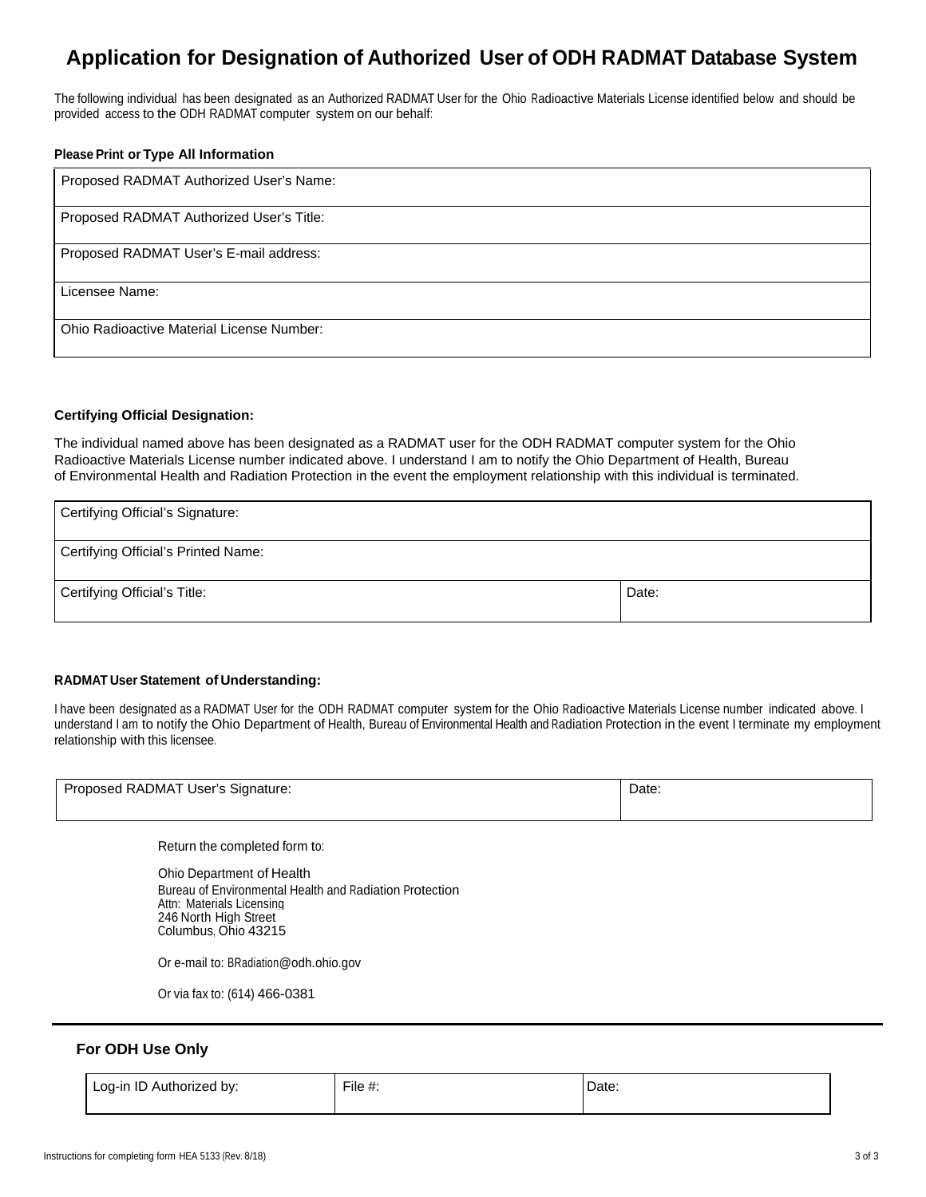# Application for Designation of Authorized User of ODH RADMAT Database System

The following individual has been designated as an Authorized RADMAT User for the Ohio Radioactive Materials License identified below and should be provided access to the ODH RADMAT computer system on our behalf:

**Please Print or Type All Information**

| |
|---|
| Proposed RADMAT Authorized User's Name: |
| Proposed RADMAT Authorized User's Title: |
| Proposed RADMAT User's E-mail address: |
| Licensee Name: |
| Ohio Radioactive Material License Number: |

**Certifying Official Designation:**

The individual named above has been designated as a RADMAT user for the ODH RADMAT computer system for the Ohio Radioactive Materials License number indicated above. I understand I am to notify the Ohio Department of Health, Bureau of Environmental Health and Radiation Protection in the event the employment relationship with this individual is terminated.

| | |
|---|---|
| Certifying Official's Signature: | |
| Certifying Official's Printed Name: | |
| Certifying Official's Title: | Date: |

**RADMAT User Statement of Understanding:**

I have been designated as a RADMAT User for the ODH RADMAT computer system for the Ohio Radioactive Materials License number indicated above. I understand I am to notify the Ohio Department of Health, Bureau of Environmental Health and Radiation Protection in the event I terminate my employment relationship with this licensee.

| | |
|---|---|
| Proposed RADMAT User's Signature: | Date: |

Return the completed form to:

Ohio Department of Health
Bureau of Environmental Health and Radiation Protection
Attn: Materials Licensing
246 North High Street
Columbus, Ohio 43215

Or e-mail to: BRadiation@odh.ohio.gov

Or via fax to: (614) 466-0381

**For ODH Use Only**

| | | |
|---|---|---|
| Log-in ID Authorized by: | File #: | Date: |

Instructions for completing form HEA 5133 (Rev. 8/18)